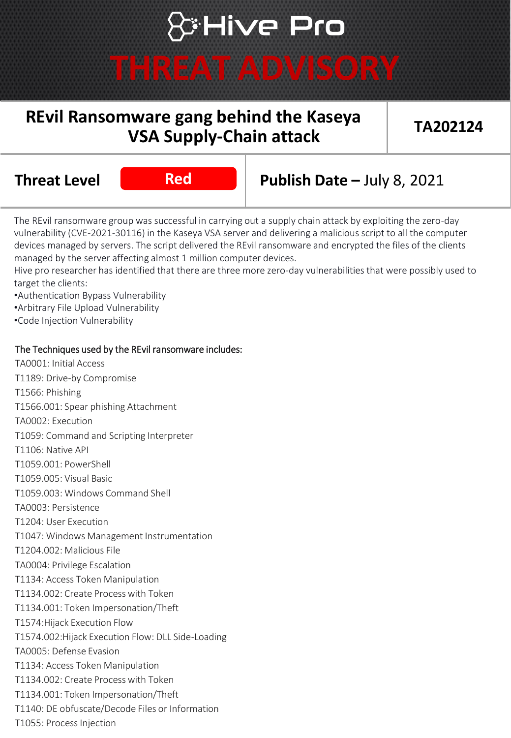# Hive Pro

# THREAT ADVISORY

| REvil Ransomware gang behind the Kaseya VSA Supply-Chain attack | TA202124 |
|---|---|

| Threat Level | Red | Publish Date – July 8, 2021 |
|---|---|---|

The REvil ransomware group was successful in carrying out a supply chain attack by exploiting the zero-day vulnerability (CVE-2021-30116) in the Kaseya VSA server and delivering a malicious script to all the computer devices managed by servers. The script delivered the REvil ransomware and encrypted the files of the clients managed by the server affecting almost 1 million computer devices.
Hive pro researcher has identified that there are three more zero-day vulnerabilities that were possibly used to target the clients:

- Authentication Bypass Vulnerability
- Arbitrary File Upload Vulnerability
- Code Injection Vulnerability

The Techniques used by the REvil ransomware includes:

TA0001: Initial Access
T1189: Drive-by Compromise
T1566: Phishing
T1566.001: Spear phishing Attachment
TA0002: Execution
T1059: Command and Scripting Interpreter
T1106: Native API
T1059.001: PowerShell
T1059.005: Visual Basic
T1059.003: Windows Command Shell
TA0003: Persistence
T1204: User Execution
T1047: Windows Management Instrumentation
T1204.002: Malicious File
TA0004: Privilege Escalation
T1134: Access Token Manipulation
T1134.002: Create Process with Token
T1134.001: Token Impersonation/Theft
T1574:Hijack Execution Flow
T1574.002:Hijack Execution Flow: DLL Side-Loading
TA0005: Defense Evasion
T1134: Access Token Manipulation
T1134.002: Create Process with Token
T1134.001: Token Impersonation/Theft
T1140: DE obfuscate/Decode Files or Information
T1055: Process Injection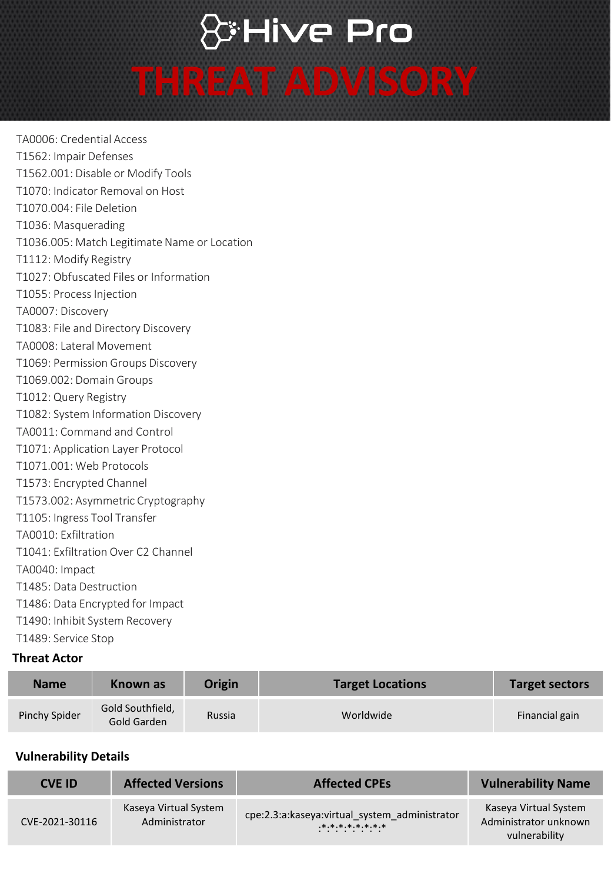TA0006: Credential Access
T1562: Impair Defenses
T1562.001: Disable or Modify Tools
T1070: Indicator Removal on Host
T1070.004: File Deletion
T1036: Masquerading
T1036.005: Match Legitimate Name or Location
T1112: Modify Registry
T1027: Obfuscated Files or Information
T1055: Process Injection
TA0007: Discovery
T1083: File and Directory Discovery
TA0008: Lateral Movement
T1069: Permission Groups Discovery
T1069.002: Domain Groups
T1012: Query Registry
T1082: System Information Discovery
TA0011: Command and Control
T1071: Application Layer Protocol
T1071.001: Web Protocols
T1573: Encrypted Channel
T1573.002: Asymmetric Cryptography
T1105: Ingress Tool Transfer
TA0010: Exfiltration
T1041: Exfiltration Over C2 Channel
TA0040: Impact
T1485: Data Destruction
T1486: Data Encrypted for Impact
T1490: Inhibit System Recovery
T1489: Service Stop

### Threat Actor

| Name | Known as | Origin | Target Locations | Target sectors |
|---|---|---|---|---|
| Pinchy Spider | Gold Southfield, Gold Garden | Russia | Worldwide | Financial gain |

### Vulnerability Details

| CVE ID | Affected Versions | Affected CPEs | Vulnerability Name |
|---|---|---|---|
| CVE-2021-30116 | Kaseya Virtual System Administrator | cpe:2.3:a:kaseya:virtual_system_administrator:*:*:*:*:*:*:*:* | Kaseya Virtual System Administrator unknown vulnerability |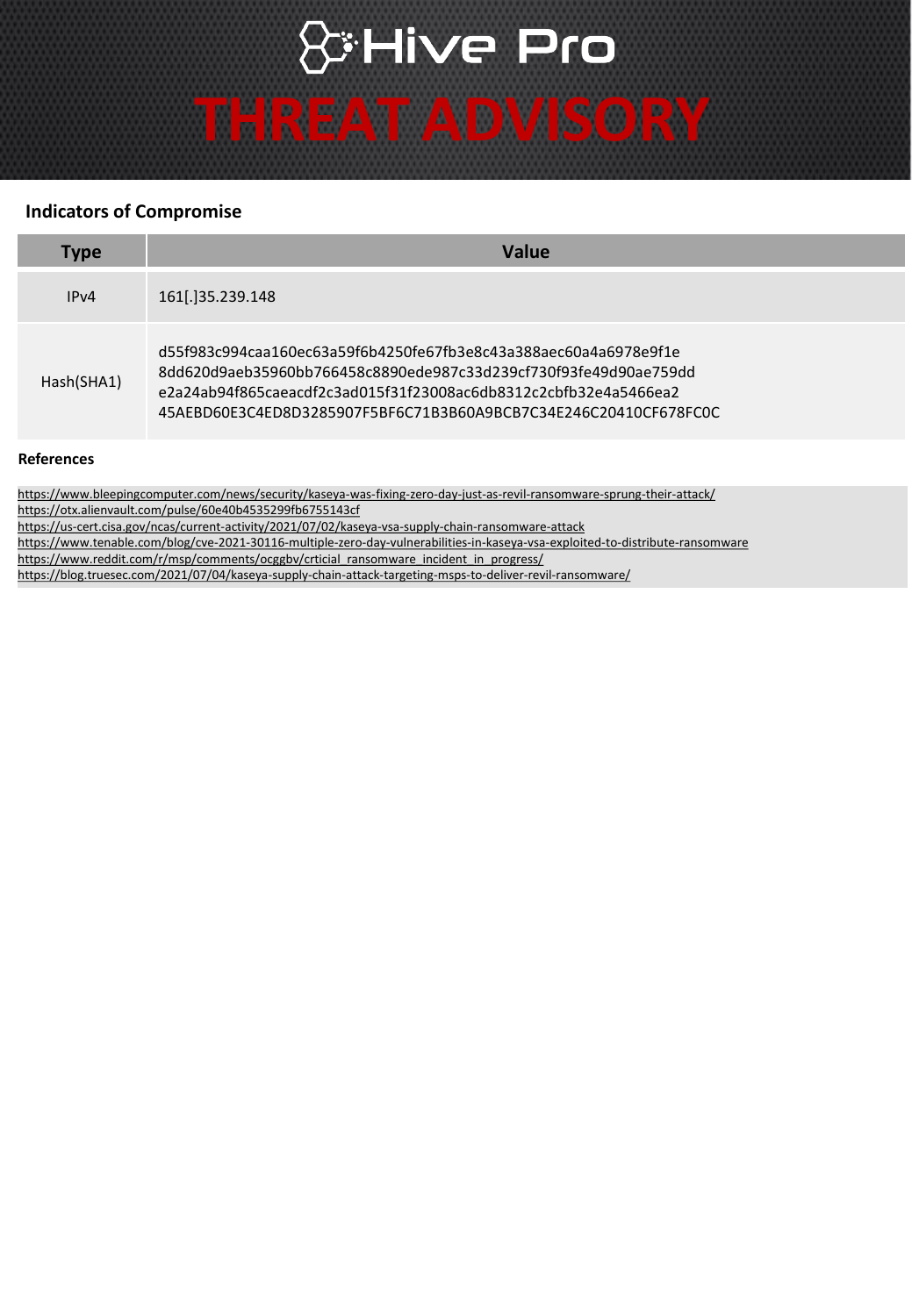## Indicators of Compromise

| Type | Value |
| --- | --- |
| IPv4 | 161[.]35.239.148 |
| Hash(SHA1) | d55f983c994caa160ec63a59f6b4250fe67fb3e8c43a388aec60a4a6978e9f1e<br>8dd620d9aeb35960bb766458c8890ede987c33d239cf730f93fe49d90ae759dd<br>e2a24ab94f865caeacdf2c3ad015f31f23008ac6db8312c2cbfb32e4a5466ea2<br>45AEBD60E3C4ED8D3285907F5BF6C71B3B60A9BCB7C34E246C20410CF678FC0C |

**References**

https://www.bleepingcomputer.com/news/security/kaseya-was-fixing-zero-day-just-as-revil-ransomware-sprung-their-attack/
https://otx.alienvault.com/pulse/60e40b4535299fb6755143cf
https://us-cert.cisa.gov/ncas/current-activity/2021/07/02/kaseya-vsa-supply-chain-ransomware-attack
https://www.tenable.com/blog/cve-2021-30116-multiple-zero-day-vulnerabilities-in-kaseya-vsa-exploited-to-distribute-ransomware
https://www.reddit.com/r/msp/comments/ocggbv/crticial_ransomware_incident_in_progress/
https://blog.truesec.com/2021/07/04/kaseya-supply-chain-attack-targeting-msps-to-deliver-revil-ransomware/